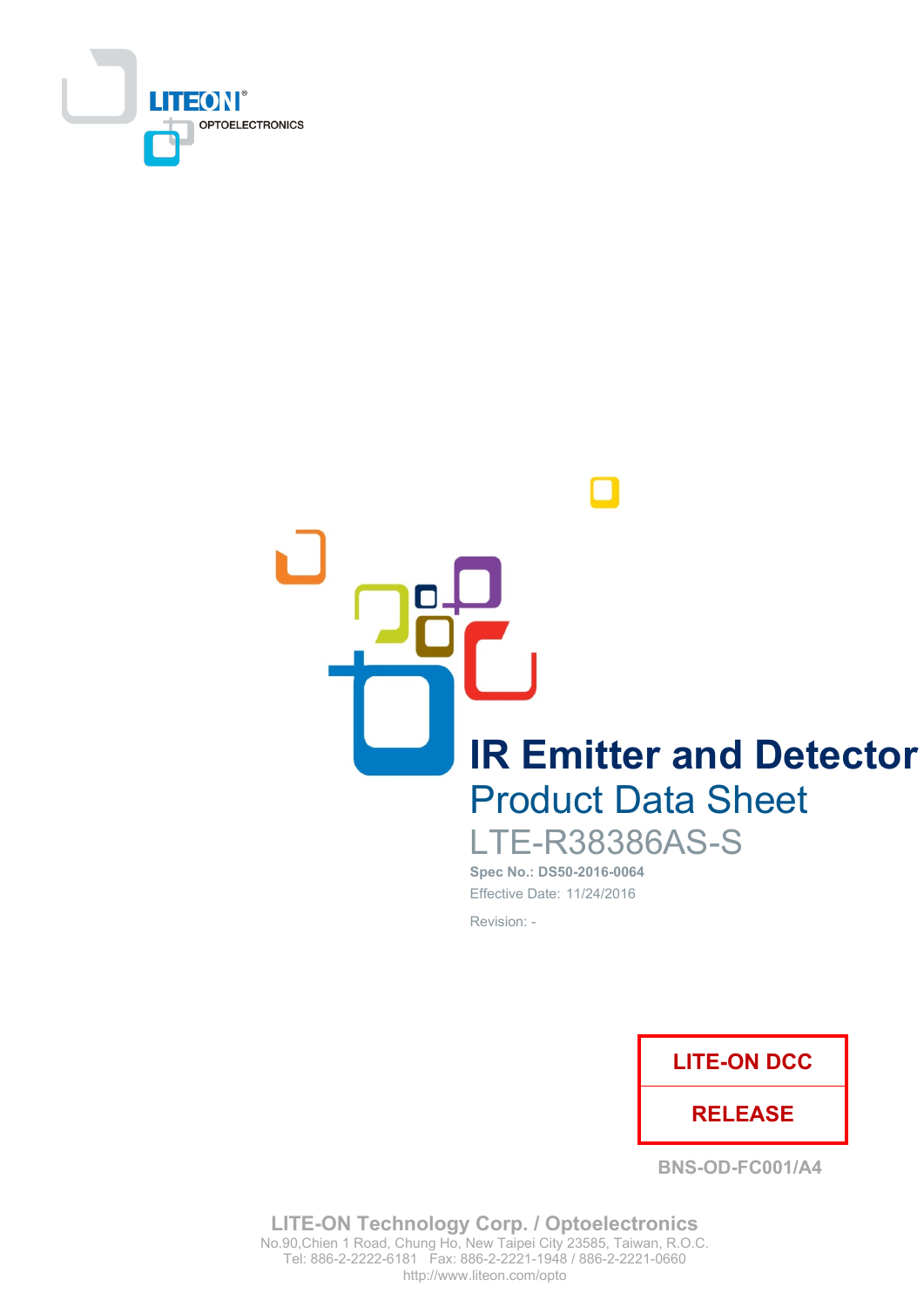LITEON OPTOELECTRONICS

# IR Emitter and Detector

## Product Data Sheet

LTE-R38386AS-S

**Spec No.: DS50-2016-0064**

Effective Date: 11/24/2016

Revision: -

| LITE-ON DCC |
|---|
| RELEASE |

BNS-OD-FC001/A4

**LITE-ON Technology Corp. / Optoelectronics**
No.90,Chien 1 Road, Chung Ho, New Taipei City 23585, Taiwan, R.O.C.
Tel: 886-2-2222-6181 Fax: 886-2-2221-1948 / 886-2-2221-0660
http://www.liteon.com/opto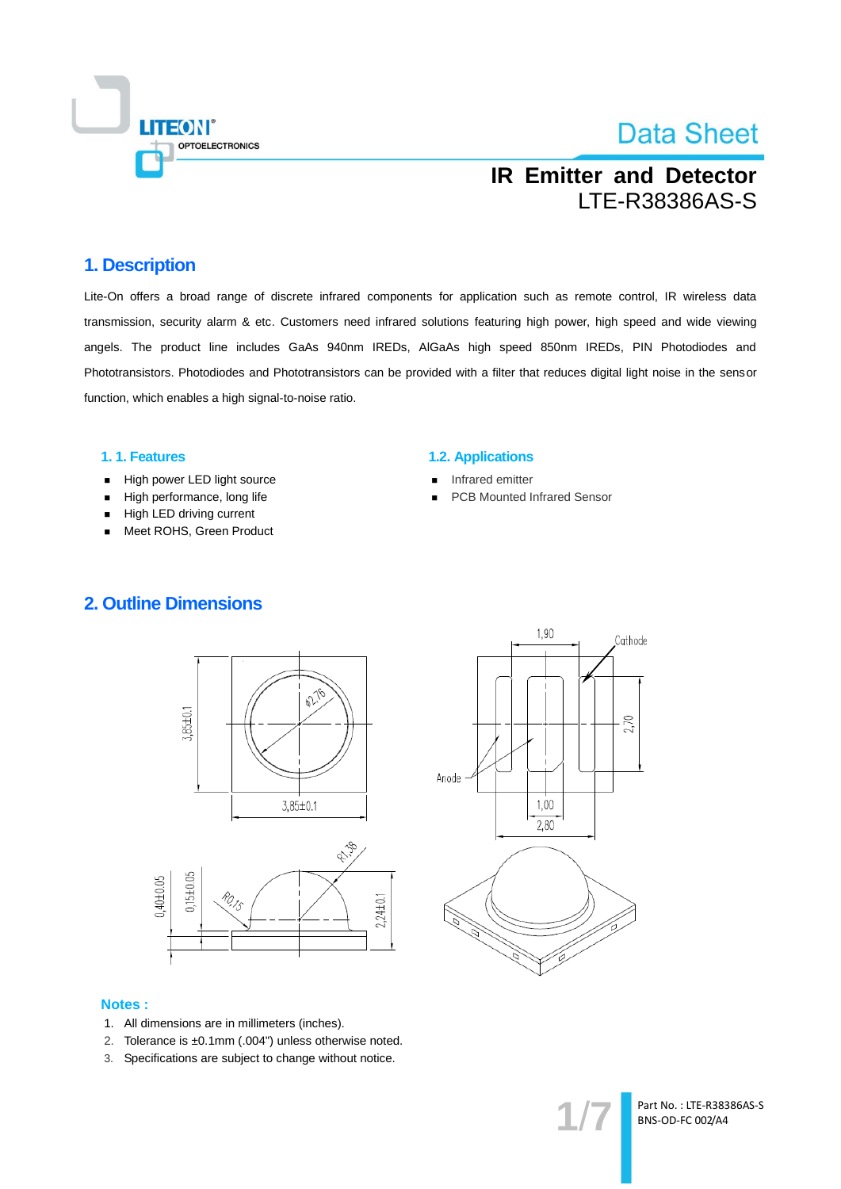# Data Sheet

## IR Emitter and Detector
## LTE-R38386AS-S

## 1. Description

Lite-On offers a broad range of discrete infrared components for application such as remote control, IR wireless data transmission, security alarm & etc. Customers need infrared solutions featuring high power, high speed and wide viewing angels. The product line includes GaAs 940nm IREDs, AlGaAs high speed 850nm IREDs, PIN Photodiodes and Phototransistors. Photodiodes and Phototransistors can be provided with a filter that reduces digital light noise in the sensor function, which enables a high signal-to-noise ratio.

### 1. 1. Features

- High power LED light source
- High performance, long life
- High LED driving current
- Meet ROHS, Green Product

### 1.2. Applications

- Infrared emitter
- PCB Mounted Infrared Sensor

## 2. Outline Dimensions

### Notes :

1. All dimensions are in millimeters (inches).
2. Tolerance is ±0.1mm (.004") unless otherwise noted.
3. Specifications are subject to change without notice.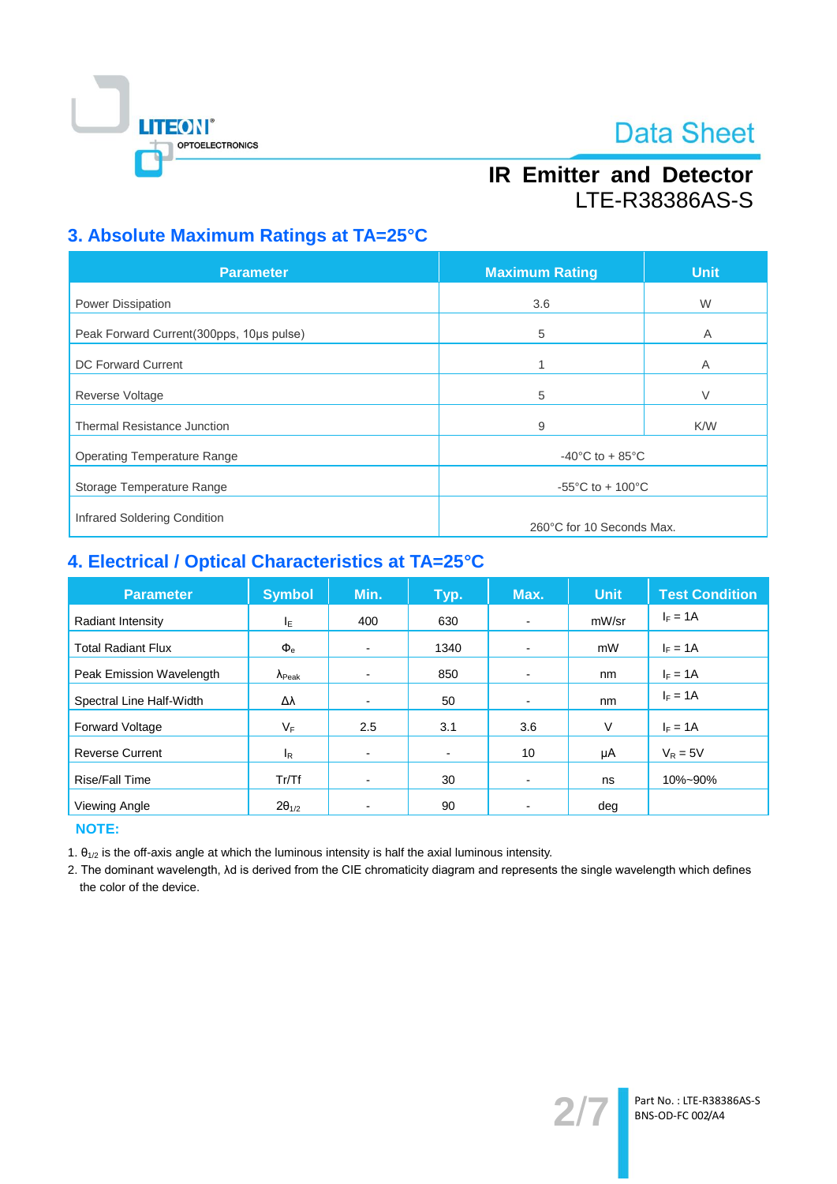# IR Emitter and Detector
LTE-R38386AS-S

## 3. Absolute Maximum Ratings at TA=25°C

| Parameter | Maximum Rating | Unit |
|---|---|---|
| Power Dissipation | 3.6 | W |
| Peak Forward Current(300pps, 10μs pulse) | 5 | A |
| DC Forward Current | 1 | A |
| Reverse Voltage | 5 | V |
| Thermal Resistance Junction | 9 | K/W |
| Operating Temperature Range | -40°C to + 85°C | |
| Storage Temperature Range | -55°C to + 100°C | |
| Infrared Soldering Condition | 260°C for 10 Seconds Max. | |

## 4. Electrical / Optical Characteristics at TA=25°C

| Parameter | Symbol | Min. | Typ. | Max. | Unit | Test Condition |
|---|---|---|---|---|---|---|
| Radiant Intensity | $I_E$ | 400 | 630 | - | mW/sr | $I_F$ = 1A |
| Total Radiant Flux | $\Phi_e$ | - | 1340 | - | mW | $I_F$ = 1A |
| Peak Emission Wavelength | $\lambda_{Peak}$ | - | 850 | - | nm | $I_F$ = 1A |
| Spectral Line Half-Width | $\Delta\lambda$ | - | 50 | - | nm | $I_F$ = 1A |
| Forward Voltage | $V_F$ | 2.5 | 3.1 | 3.6 | V | $I_F$ = 1A |
| Reverse Current | $I_R$ | - | - | 10 | μA | $V_R$ = 5V |
| Rise/Fall Time | Tr/Tf | - | 30 | - | ns | 10%~90% |
| Viewing Angle | $2\theta_{1/2}$ | - | 90 | - | deg | |

**NOTE:**

1. $\theta_{1/2}$ is the off-axis angle at which the luminous intensity is half the axial luminous intensity.
2. The dominant wavelength, λd is derived from the CIE chromaticity diagram and represents the single wavelength which defines the color of the device.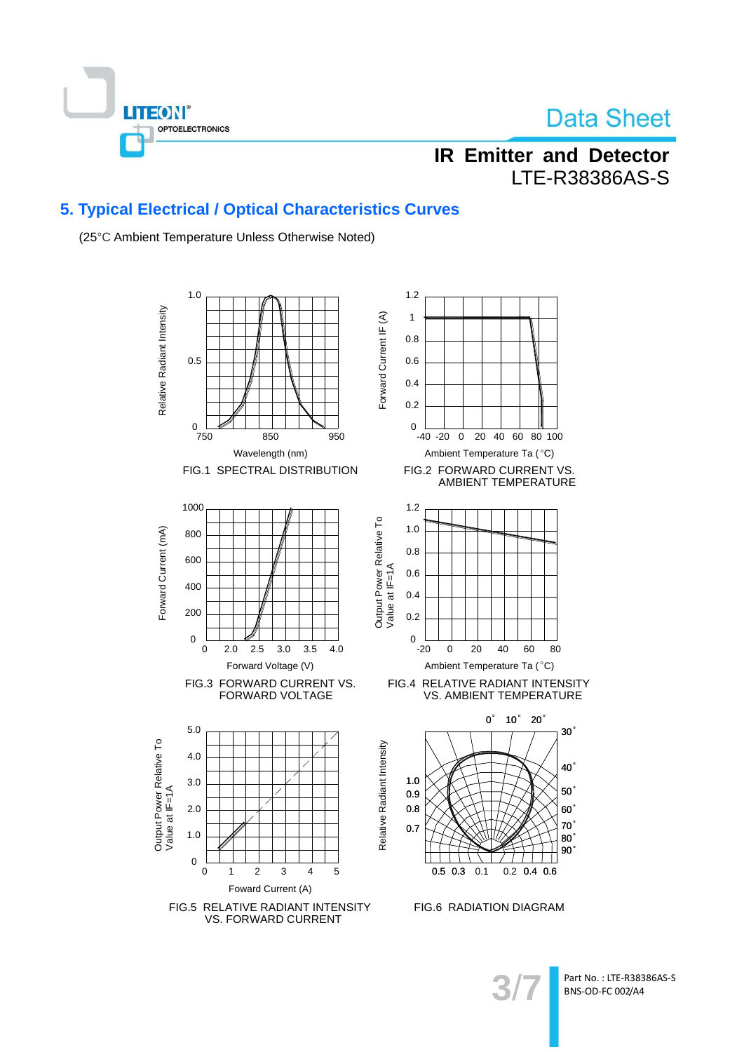## 5. Typical Electrical / Optical Characteristics Curves

(25°C Ambient Temperature Unless Otherwise Noted)

FIG.1 SPECTRAL DISTRIBUTION

FIG.2 FORWARD CURRENT VS. AMBIENT TEMPERATURE

FIG.3 FORWARD CURRENT VS. FORWARD VOLTAGE

FIG.4 RELATIVE RADIANT INTENSITY VS. AMBIENT TEMPERATURE

FIG.5 RELATIVE RADIANT INTENSITY VS. FORWARD CURRENT

FIG.6 RADIATION DIAGRAM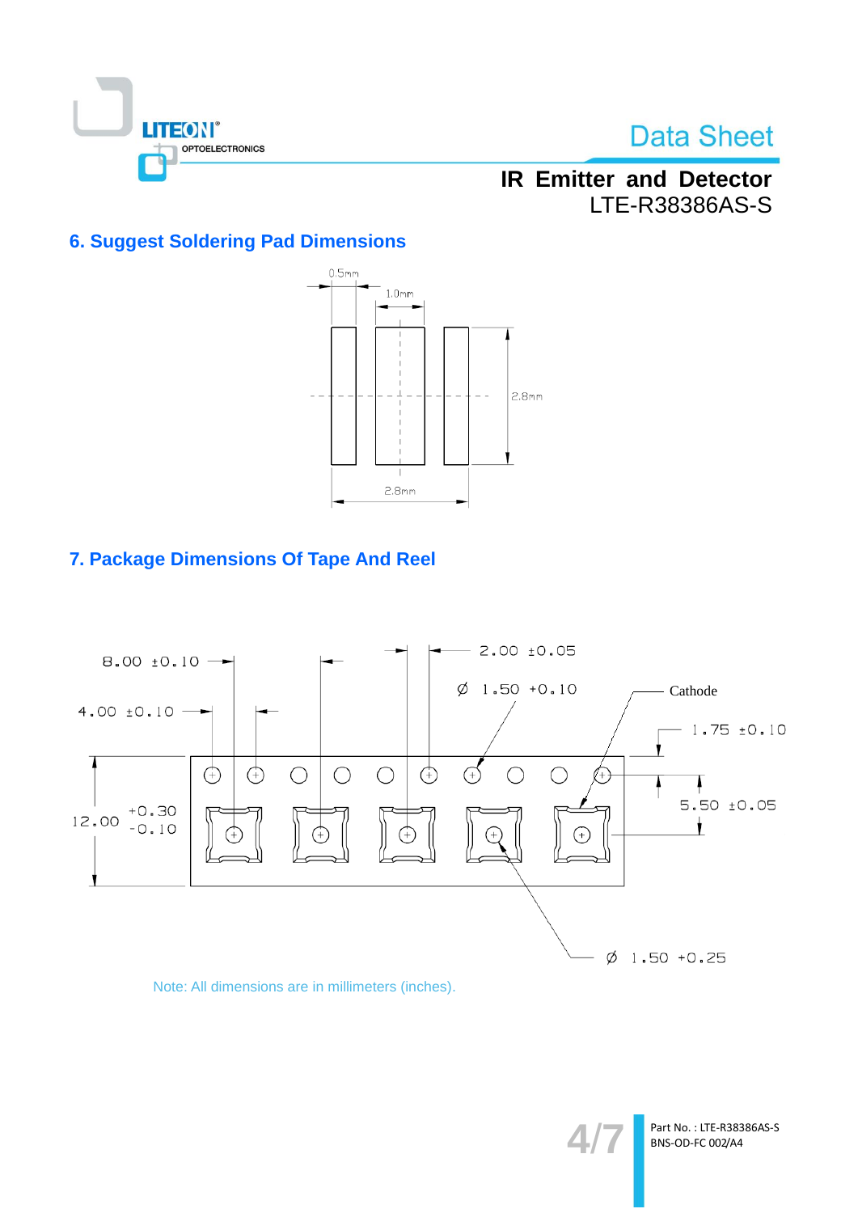## 6. Suggest Soldering Pad Dimensions

0.5mm

1.0mm

2.8mm

2.8mm

## 7. Package Dimensions Of Tape And Reel

8.00 ±0.10

2.00 ±0.05

Ø 1.50 +0.10

Cathode

4.00 ±0.10

1.75 ±0.10

12.00 +0.30 -0.10

5.50 ±0.05

Ø 1.50 +0.25

Note: All dimensions are in millimeters (inches).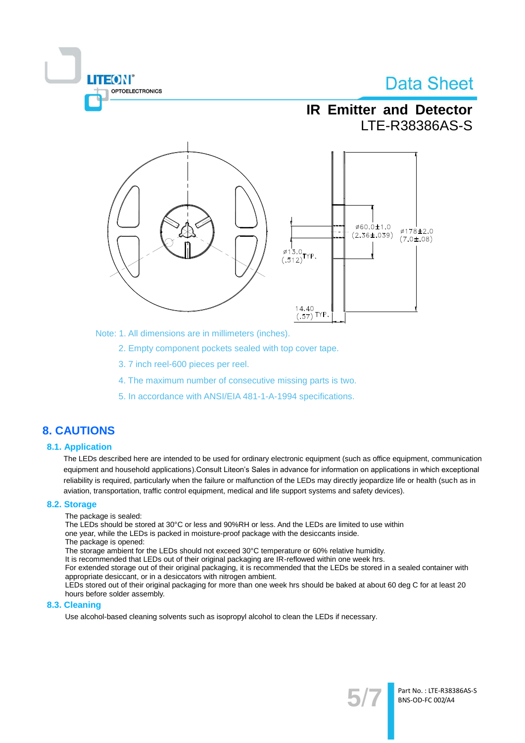Note: 1. All dimensions are in millimeters (inches).

2. Empty component pockets sealed with top cover tape.

3. 7 inch reel-600 pieces per reel.

4. The maximum number of consecutive missing parts is two.

5. In accordance with ANSI/EIA 481-1-A-1994 specifications.

# 8. CAUTIONS

## 8.1. Application

The LEDs described here are intended to be used for ordinary electronic equipment (such as office equipment, communication equipment and household applications).Consult Liteon's Sales in advance for information on applications in which exceptional reliability is required, particularly when the failure or malfunction of the LEDs may directly jeopardize life or health (such as in aviation, transportation, traffic control equipment, medical and life support systems and safety devices).

## 8.2. Storage

The package is sealed:
The LEDs should be stored at 30°C or less and 90%RH or less. And the LEDs are limited to use within one year, while the LEDs is packed in moisture-proof package with the desiccants inside.
The package is opened:
The storage ambient for the LEDs should not exceed 30°C temperature or 60% relative humidity.
It is recommended that LEDs out of their original packaging are IR-reflowed within one week hrs.
For extended storage out of their original packaging, it is recommended that the LEDs be stored in a sealed container with appropriate desiccant, or in a desiccators with nitrogen ambient.
LEDs stored out of their original packaging for more than one week hrs should be baked at about 60 deg C for at least 20 hours before solder assembly.

## 8.3. Cleaning

Use alcohol-based cleaning solvents such as isopropyl alcohol to clean the LEDs if necessary.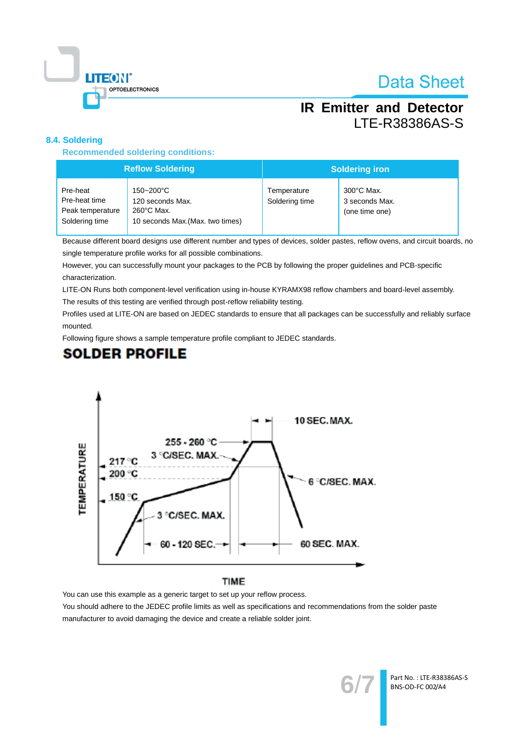### 8.4. Soldering

**Recommended soldering conditions:**

| Reflow Soldering | | Soldering iron | |
|---|---|---|---|
| Pre-heat<br>Pre-heat time<br>Peak temperature<br>Soldering time | 150~200°C<br>120 seconds Max.<br>260°C Max.<br>10 seconds Max.(Max. two times) | Temperature<br>Soldering time | 300°C Max.<br>3 seconds Max.<br>(one time one) |

Because different board designs use different number and types of devices, solder pastes, reflow ovens, and circuit boards, no single temperature profile works for all possible combinations.

However, you can successfully mount your packages to the PCB by following the proper guidelines and PCB-specific characterization.

LITE-ON Runs both component-level verification using in-house KYRAMX98 reflow chambers and board-level assembly. The results of this testing are verified through post-reflow reliability testing.

Profiles used at LITE-ON are based on JEDEC standards to ensure that all packages can be successfully and reliably surface mounted.

Following figure shows a sample temperature profile compliant to JEDEC standards.

## SOLDER PROFILE

TEMPERATURE; 255 - 260 °C; 3 °C/SEC. MAX.; 217 °C; 200 °C; 150 °C; 3 °C/SEC. MAX.; 60 - 120 SEC.; 10 SEC. MAX.; 6 °C/SEC. MAX.; 60 SEC. MAX.; TIME

You can use this example as a generic target to set up your reflow process.

You should adhere to the JEDEC profile limits as well as specifications and recommendations from the solder paste manufacturer to avoid damaging the device and create a reliable solder joint.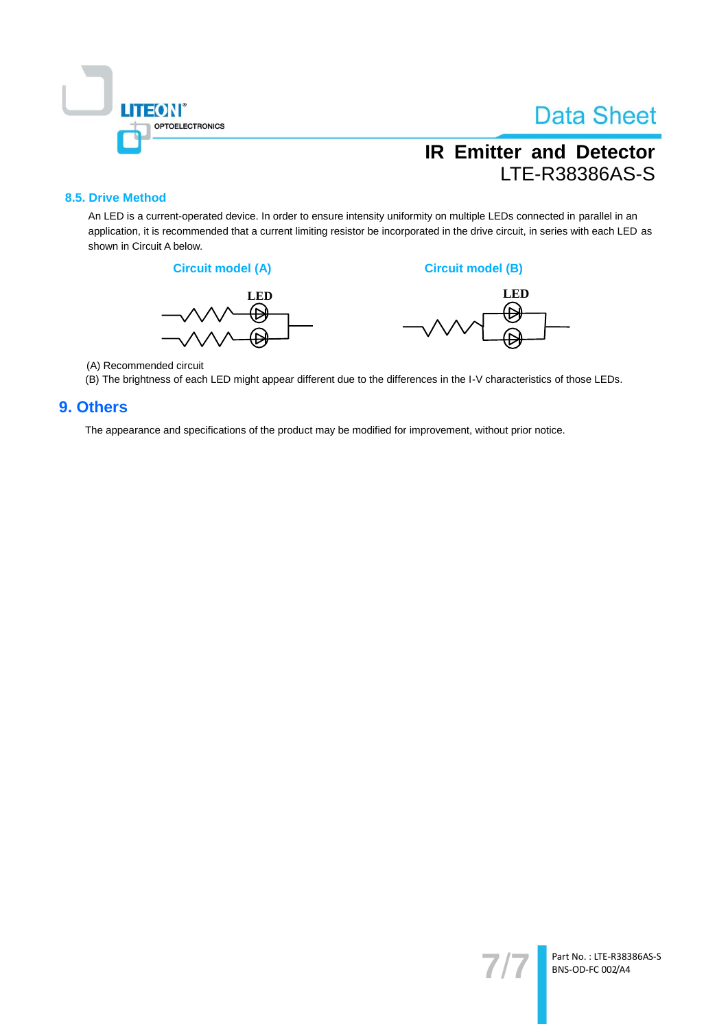### 8.5. Drive Method

An LED is a current-operated device. In order to ensure intensity uniformity on multiple LEDs connected in parallel in an application, it is recommended that a current limiting resistor be incorporated in the drive circuit, in series with each LED as shown in Circuit A below.

Circuit model (A)

LED

Circuit model (B)

LED

(A) Recommended circuit

(B) The brightness of each LED might appear different due to the differences in the I-V characteristics of those LEDs.

## 9. Others

The appearance and specifications of the product may be modified for improvement, without prior notice.